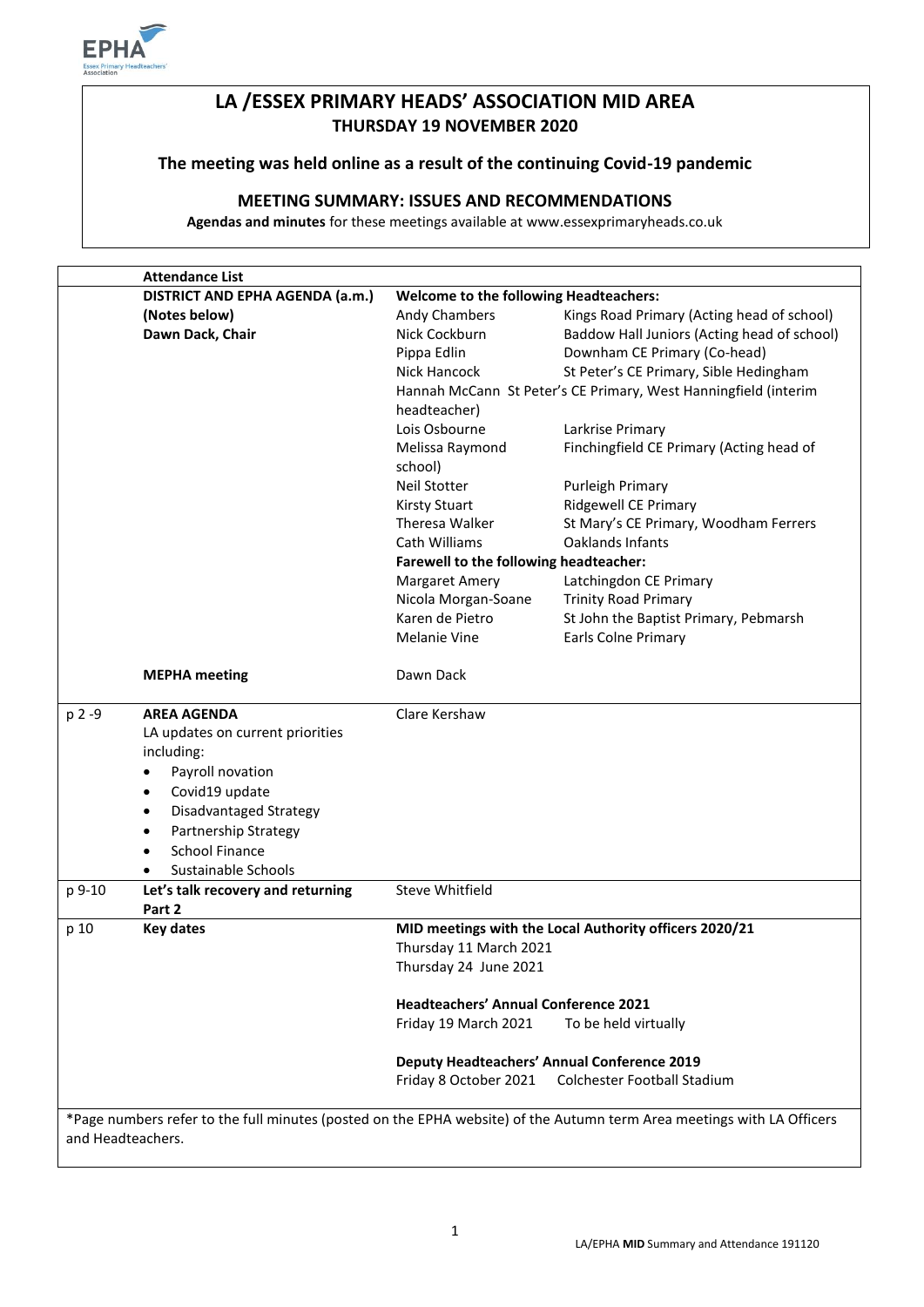# LA /ESSEX PRIMARY HEADS' ASSOCIATION MID AREA

**THURSDAY 19 NOVEMBER 2020**

**The meeting was held online as a result of the continuing Covid-19 pandemic**

## MEETING SUMMARY: ISSUES AND RECOMMENDATIONS

**Agendas and minutes** for these meetings available at www.essexprimaryheads.co.uk

| | **Attendance List** | | |
|---|---|---|---|
| | **DISTRICT AND EPHA AGENDA (a.m.)** | **Welcome to the following Headteachers:** | |
| | **(Notes below)** | Andy Chambers | Kings Road Primary (Acting head of school) |
| | **Dawn Dack, Chair** | Nick Cockburn | Baddow Hall Juniors (Acting head of school) |
| | | Pippa Edlin | Downham CE Primary (Co-head) |
| | | Nick Hancock | St Peter's CE Primary, Sible Hedingham |
| | | Hannah McCann | St Peter's CE Primary, West Hanningfield (interim headteacher) |
| | | Lois Osbourne | Larkrise Primary |
| | | Melissa Raymond | Finchingfield CE Primary (Acting head of school) |
| | | Neil Stotter | Purleigh Primary |
| | | Kirsty Stuart | Ridgewell CE Primary |
| | | Theresa Walker | St Mary's CE Primary, Woodham Ferrers |
| | | Cath Williams | Oaklands Infants |
| | | **Farewell to the following headteacher:** | |
| | | Margaret Amery | Latchingdon CE Primary |
| | | Nicola Morgan-Soane | Trinity Road Primary |
| | | Karen de Pietro | St John the Baptist Primary, Pebmarsh |
| | | Melanie Vine | Earls Colne Primary |
| | **MEPHA meeting** | Dawn Dack | |
| p 2 -9 | **AREA AGENDA**<br>LA updates on current priorities including:<br>• Payroll novation<br>• Covid19 update<br>• Disadvantaged Strategy<br>• Partnership Strategy<br>• School Finance<br>• Sustainable Schools | Clare Kershaw | |
| p 9-10 | **Let's talk recovery and returning Part 2** | Steve Whitfield | |
| p 10 | **Key dates** | **MID meetings with the Local Authority officers 2020/21**<br>Thursday 11 March 2021<br>Thursday 24 June 2021<br><br>**Headteachers' Annual Conference 2021**<br>Friday 19 March 2021 To be held virtually<br><br>**Deputy Headteachers' Annual Conference 2019**<br>Friday 8 October 2021 Colchester Football Stadium | |

*Page numbers refer to the full minutes (posted on the EPHA website) of the Autumn term Area meetings with LA Officers and Headteachers.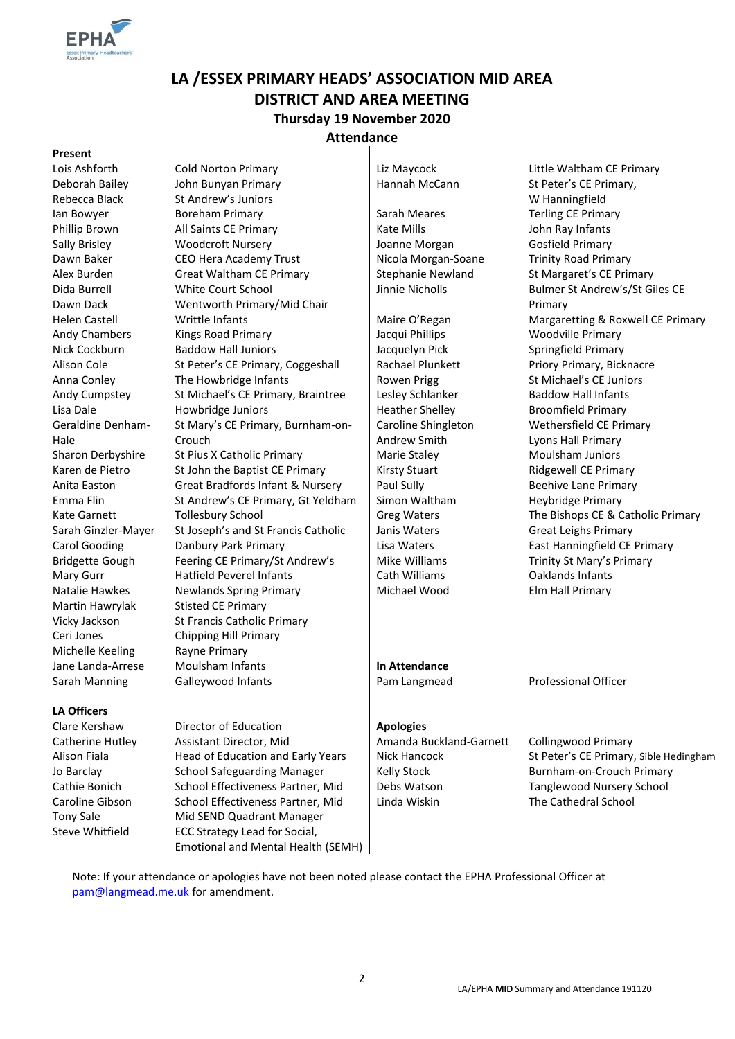# LA /ESSEX PRIMARY HEADS' ASSOCIATION MID AREA
# DISTRICT AND AREA MEETING
## Thursday 19 November 2020
## Attendance

**Present**

| Name | School |
|---|---|
| Lois Ashforth | Cold Norton Primary |
| Deborah Bailey | John Bunyan Primary |
| Rebecca Black | St Andrew's Juniors |
| Ian Bowyer | Boreham Primary |
| Phillip Brown | All Saints CE Primary |
| Sally Brisley | Woodcroft Nursery |
| Dawn Baker | CEO Hera Academy Trust |
| Alex Burden | Great Waltham CE Primary |
| Dida Burrell | White Court School |
| Dawn Dack | Wentworth Primary/Mid Chair |
| Helen Castell | Writtle Infants |
| Andy Chambers | Kings Road Primary |
| Nick Cockburn | Baddow Hall Juniors |
| Alison Cole | St Peter's CE Primary, Coggeshall |
| Anna Conley | The Howbridge Infants |
| Andy Cumpstey | St Michael's CE Primary, Braintree |
| Lisa Dale | Howbridge Juniors |
| Geraldine Denham-Hale | St Mary's CE Primary, Burnham-on-Crouch |
| Sharon Derbyshire | St Pius X Catholic Primary |
| Karen de Pietro | St John the Baptist CE Primary |
| Anita Easton | Great Bradfords Infant & Nursery |
| Emma Flin | St Andrew's CE Primary, Gt Yeldham |
| Kate Garnett | Tollesbury School |
| Sarah Ginzler-Mayer | St Joseph's and St Francis Catholic |
| Carol Gooding | Danbury Park Primary |
| Bridgette Gough | Feering CE Primary/St Andrew's |
| Mary Gurr | Hatfield Peverel Infants |
| Natalie Hawkes | Newlands Spring Primary |
| Martin Hawrylak | Stisted CE Primary |
| Vicky Jackson | St Francis Catholic Primary |
| Ceri Jones | Chipping Hill Primary |
| Michelle Keeling | Rayne Primary |
| Jane Landa-Arrese | Moulsham Infants |
| Sarah Manning | Galleywood Infants |
| Liz Maycock | Little Waltham CE Primary |
| Hannah McCann | St Peter's CE Primary, W Hanningfield |
| Sarah Meares | Terling CE Primary |
| Kate Mills | John Ray Infants |
| Joanne Morgan | Gosfield Primary |
| Nicola Morgan-Soane | Trinity Road Primary |
| Stephanie Newland | St Margaret's CE Primary |
| Jinnie Nicholls | Bulmer St Andrew's/St Giles CE Primary |
| Maire O'Regan | Margaretting & Roxwell CE Primary |
| Jacqui Phillips | Woodville Primary |
| Jacquelyn Pick | Springfield Primary |
| Rachael Plunkett | Priory Primary, Bicknacre |
| Rowen Prigg | St Michael's CE Juniors |
| Lesley Schlanker | Baddow Hall Infants |
| Heather Shelley | Broomfield Primary |
| Caroline Shingleton | Wethersfield CE Primary |
| Andrew Smith | Lyons Hall Primary |
| Marie Staley | Moulsham Juniors |
| Kirsty Stuart | Ridgewell CE Primary |
| Paul Sully | Beehive Lane Primary |
| Simon Waltham | Heybridge Primary |
| Greg Waters | The Bishops CE & Catholic Primary |
| Janis Waters | Great Leighs Primary |
| Lisa Waters | East Hanningfield CE Primary |
| Mike Williams | Trinity St Mary's Primary |
| Cath Williams | Oaklands Infants |
| Michael Wood | Elm Hall Primary |

**LA Officers**

| Name | Role |
|---|---|
| Clare Kershaw | Director of Education |
| Catherine Hutley | Assistant Director, Mid |
| Alison Fiala | Head of Education and Early Years |
| Jo Barclay | School Safeguarding Manager |
| Cathie Bonich | School Effectiveness Partner, Mid |
| Caroline Gibson | School Effectiveness Partner, Mid |
| Tony Sale | Mid SEND Quadrant Manager |
| Steve Whitfield | ECC Strategy Lead for Social, Emotional and Mental Health (SEMH) |

**In Attendance**

| Name | Role |
|---|---|
| Pam Langmead | Professional Officer |

**Apologies**

| Name | School |
|---|---|
| Amanda Buckland-Garnett | Collingwood Primary |
| Nick Hancock | St Peter's CE Primary, Sible Hedingham |
| Kelly Stock | Burnham-on-Crouch Primary |
| Debs Watson | Tanglewood Nursery School |
| Linda Wiskin | The Cathedral School |

Note: If your attendance or apologies have not been noted please contact the EPHA Professional Officer at pam@langmead.me.uk for amendment.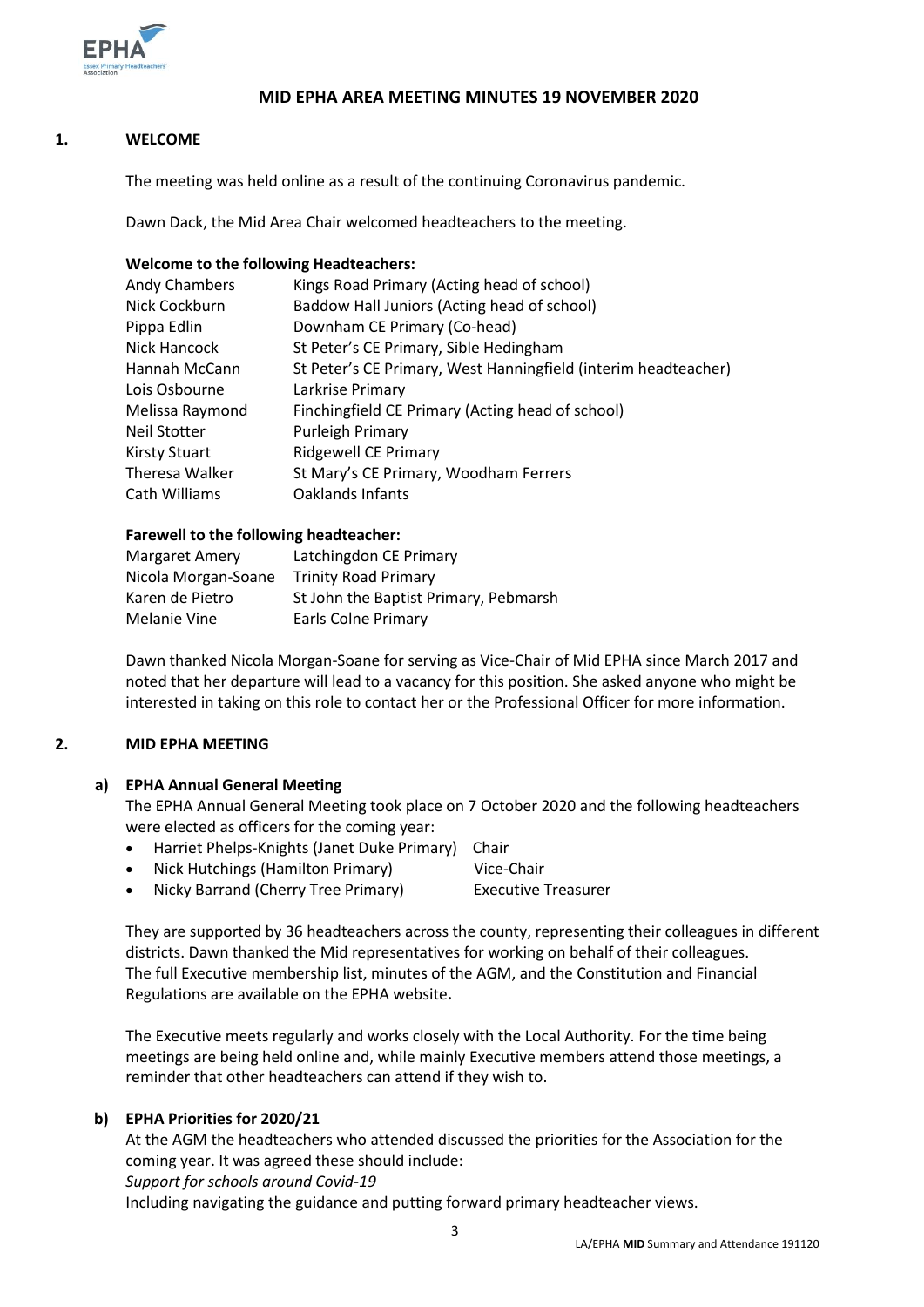# MID EPHA AREA MEETING MINUTES 19 NOVEMBER 2020

## 1. WELCOME

The meeting was held online as a result of the continuing Coronavirus pandemic.

Dawn Dack, the Mid Area Chair welcomed headteachers to the meeting.

**Welcome to the following Headteachers:**

| | |
|---|---|
| Andy Chambers | Kings Road Primary (Acting head of school) |
| Nick Cockburn | Baddow Hall Juniors (Acting head of school) |
| Pippa Edlin | Downham CE Primary (Co-head) |
| Nick Hancock | St Peter's CE Primary, Sible Hedingham |
| Hannah McCann | St Peter's CE Primary, West Hanningfield (interim headteacher) |
| Lois Osbourne | Larkrise Primary |
| Melissa Raymond | Finchingfield CE Primary (Acting head of school) |
| Neil Stotter | Purleigh Primary |
| Kirsty Stuart | Ridgewell CE Primary |
| Theresa Walker | St Mary's CE Primary, Woodham Ferrers |
| Cath Williams | Oaklands Infants |

**Farewell to the following headteacher:**

| | |
|---|---|
| Margaret Amery | Latchingdon CE Primary |
| Nicola Morgan-Soane | Trinity Road Primary |
| Karen de Pietro | St John the Baptist Primary, Pebmarsh |
| Melanie Vine | Earls Colne Primary |

Dawn thanked Nicola Morgan-Soane for serving as Vice-Chair of Mid EPHA since March 2017 and noted that her departure will lead to a vacancy for this position. She asked anyone who might be interested in taking on this role to contact her or the Professional Officer for more information.

## 2. MID EPHA MEETING

### a) EPHA Annual General Meeting

The EPHA Annual General Meeting took place on 7 October 2020 and the following headteachers were elected as officers for the coming year:

- Harriet Phelps-Knights (Janet Duke Primary) Chair
- Nick Hutchings (Hamilton Primary) Vice-Chair
- Nicky Barrand (Cherry Tree Primary) Executive Treasurer

They are supported by 36 headteachers across the county, representing their colleagues in different districts. Dawn thanked the Mid representatives for working on behalf of their colleagues. The full Executive membership list, minutes of the AGM, and the Constitution and Financial Regulations are available on the EPHA website**.**

The Executive meets regularly and works closely with the Local Authority. For the time being meetings are being held online and, while mainly Executive members attend those meetings, a reminder that other headteachers can attend if they wish to.

### b) EPHA Priorities for 2020/21

At the AGM the headteachers who attended discussed the priorities for the Association for the coming year. It was agreed these should include:

*Support for schools around Covid-19*

Including navigating the guidance and putting forward primary headteacher views.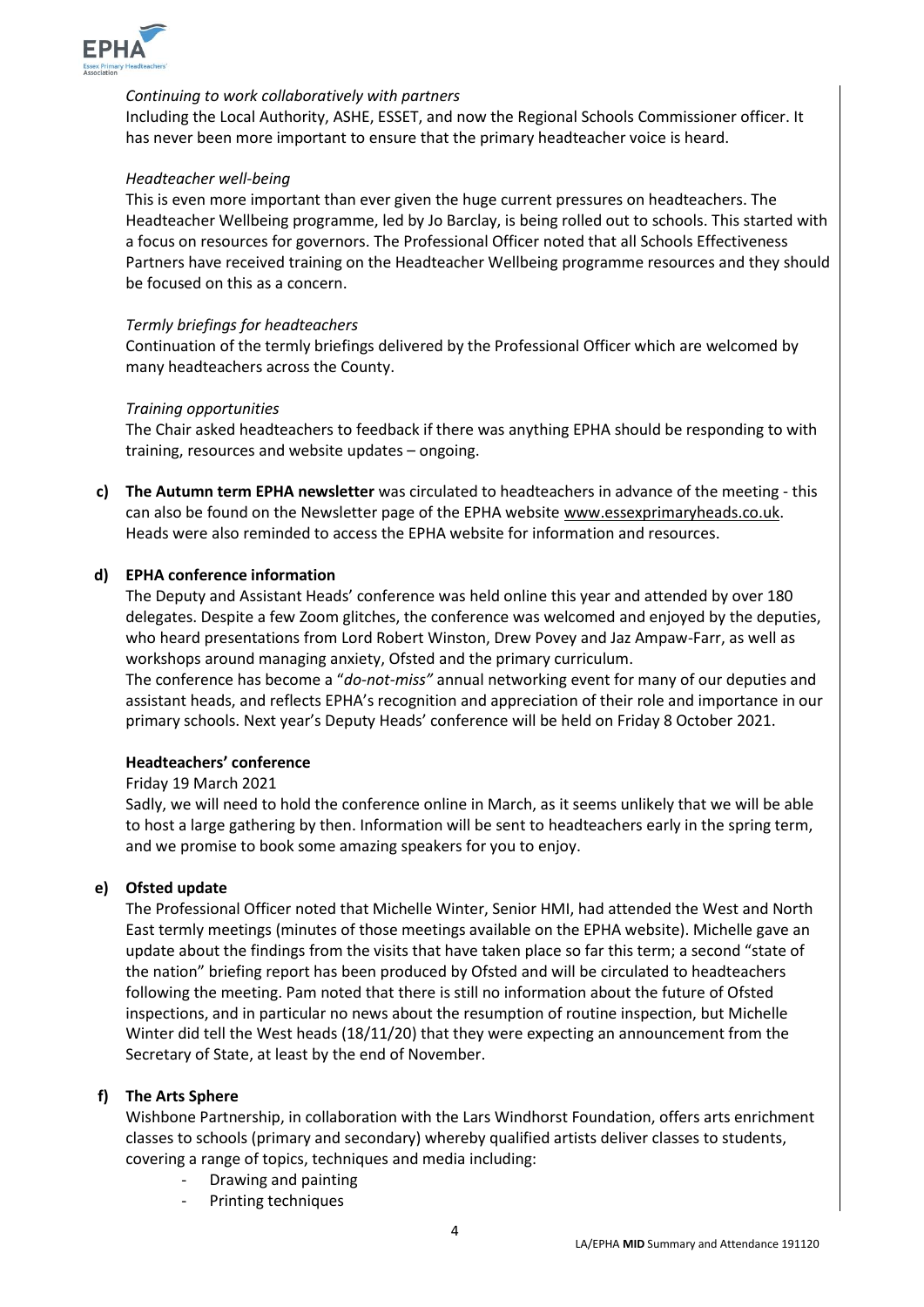*Continuing to work collaboratively with partners*

Including the Local Authority, ASHE, ESSET, and now the Regional Schools Commissioner officer. It has never been more important to ensure that the primary headteacher voice is heard.

*Headteacher well-being*

This is even more important than ever given the huge current pressures on headteachers. The Headteacher Wellbeing programme, led by Jo Barclay, is being rolled out to schools. This started with a focus on resources for governors. The Professional Officer noted that all Schools Effectiveness Partners have received training on the Headteacher Wellbeing programme resources and they should be focused on this as a concern.

*Termly briefings for headteachers*

Continuation of the termly briefings delivered by the Professional Officer which are welcomed by many headteachers across the County.

*Training opportunities*

The Chair asked headteachers to feedback if there was anything EPHA should be responding to with training, resources and website updates – ongoing.

**c) The Autumn term EPHA newsletter** was circulated to headteachers in advance of the meeting - this can also be found on the Newsletter page of the EPHA website www.essexprimaryheads.co.uk. Heads were also reminded to access the EPHA website for information and resources.

**d) EPHA conference information**

The Deputy and Assistant Heads' conference was held online this year and attended by over 180 delegates. Despite a few Zoom glitches, the conference was welcomed and enjoyed by the deputies, who heard presentations from Lord Robert Winston, Drew Povey and Jaz Ampaw-Farr, as well as workshops around managing anxiety, Ofsted and the primary curriculum.

The conference has become a "*do-not-miss"* annual networking event for many of our deputies and assistant heads, and reflects EPHA's recognition and appreciation of their role and importance in our primary schools. Next year's Deputy Heads' conference will be held on Friday 8 October 2021.

**Headteachers' conference**

Friday 19 March 2021

Sadly, we will need to hold the conference online in March, as it seems unlikely that we will be able to host a large gathering by then. Information will be sent to headteachers early in the spring term, and we promise to book some amazing speakers for you to enjoy.

**e) Ofsted update**

The Professional Officer noted that Michelle Winter, Senior HMI, had attended the West and North East termly meetings (minutes of those meetings available on the EPHA website). Michelle gave an update about the findings from the visits that have taken place so far this term; a second "state of the nation" briefing report has been produced by Ofsted and will be circulated to headteachers following the meeting. Pam noted that there is still no information about the future of Ofsted inspections, and in particular no news about the resumption of routine inspection, but Michelle Winter did tell the West heads (18/11/20) that they were expecting an announcement from the Secretary of State, at least by the end of November.

**f) The Arts Sphere**

Wishbone Partnership, in collaboration with the Lars Windhorst Foundation, offers arts enrichment classes to schools (primary and secondary) whereby qualified artists deliver classes to students, covering a range of topics, techniques and media including:

- Drawing and painting
- Printing techniques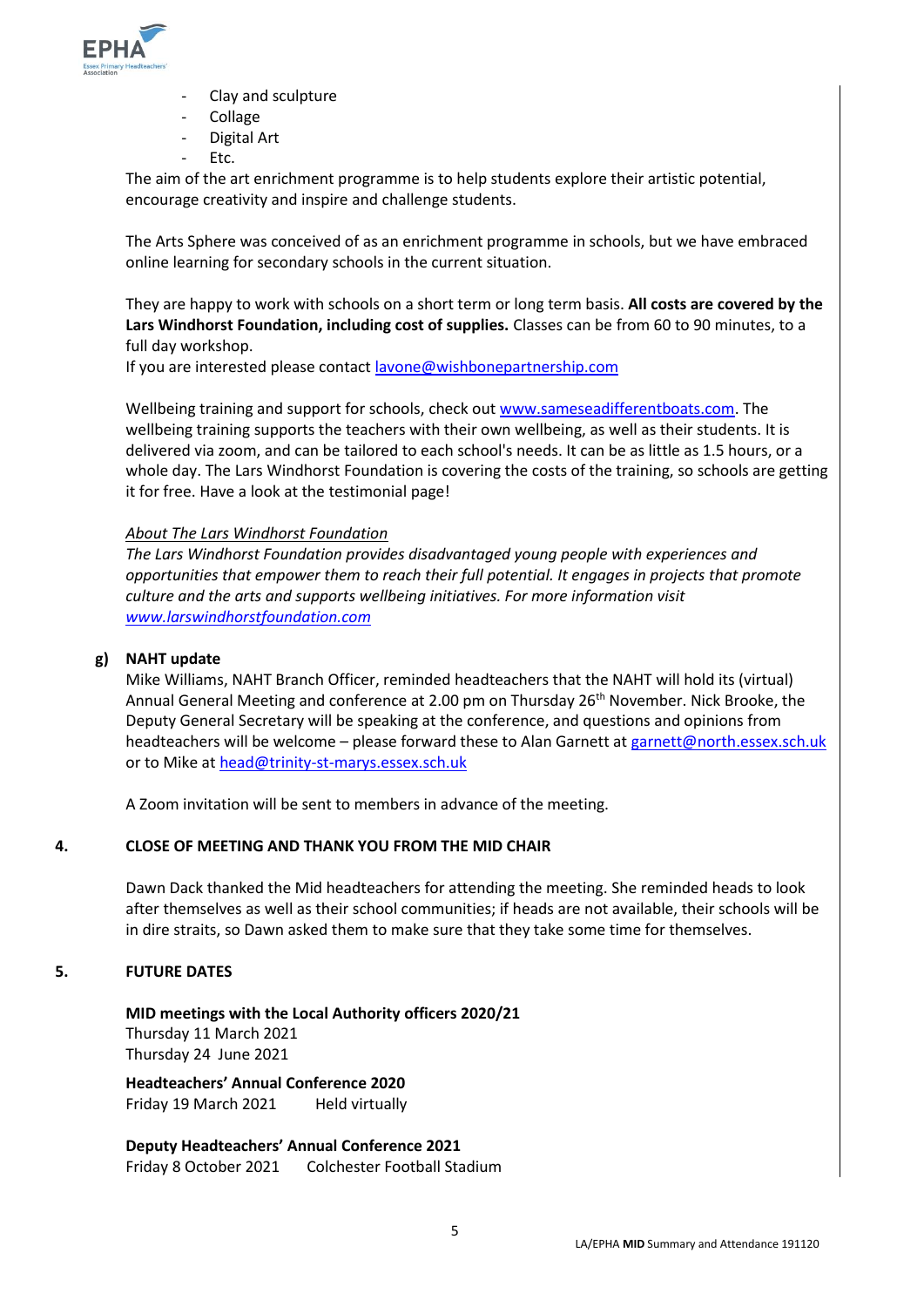- Clay and sculpture
- Collage
- Digital Art
- Etc.

The aim of the art enrichment programme is to help students explore their artistic potential, encourage creativity and inspire and challenge students.

The Arts Sphere was conceived of as an enrichment programme in schools, but we have embraced online learning for secondary schools in the current situation.

They are happy to work with schools on a short term or long term basis. **All costs are covered by the Lars Windhorst Foundation, including cost of supplies.** Classes can be from 60 to 90 minutes, to a full day workshop.
If you are interested please contact lavone@wishbonepartnership.com

Wellbeing training and support for schools, check out www.sameseadifferentboats.com. The wellbeing training supports the teachers with their own wellbeing, as well as their students. It is delivered via zoom, and can be tailored to each school's needs. It can be as little as 1.5 hours, or a whole day. The Lars Windhorst Foundation is covering the costs of the training, so schools are getting it for free. Have a look at the testimonial page!

*About The Lars Windhorst Foundation*
*The Lars Windhorst Foundation provides disadvantaged young people with experiences and opportunities that empower them to reach their full potential. It engages in projects that promote culture and the arts and supports wellbeing initiatives. For more information visit www.larswindhorstfoundation.com*

**g) NAHT update**

Mike Williams, NAHT Branch Officer, reminded headteachers that the NAHT will hold its (virtual) Annual General Meeting and conference at 2.00 pm on Thursday 26th November. Nick Brooke, the Deputy General Secretary will be speaking at the conference, and questions and opinions from headteachers will be welcome – please forward these to Alan Garnett at garnett@north.essex.sch.uk or to Mike at head@trinity-st-marys.essex.sch.uk

A Zoom invitation will be sent to members in advance of the meeting.

## 4. CLOSE OF MEETING AND THANK YOU FROM THE MID CHAIR

Dawn Dack thanked the Mid headteachers for attending the meeting. She reminded heads to look after themselves as well as their school communities; if heads are not available, their schools will be in dire straits, so Dawn asked them to make sure that they take some time for themselves.

## 5. FUTURE DATES

**MID meetings with the Local Authority officers 2020/21**
Thursday 11 March 2021
Thursday 24 June 2021

**Headteachers' Annual Conference 2020**
Friday 19 March 2021 Held virtually

**Deputy Headteachers' Annual Conference 2021**
Friday 8 October 2021 Colchester Football Stadium